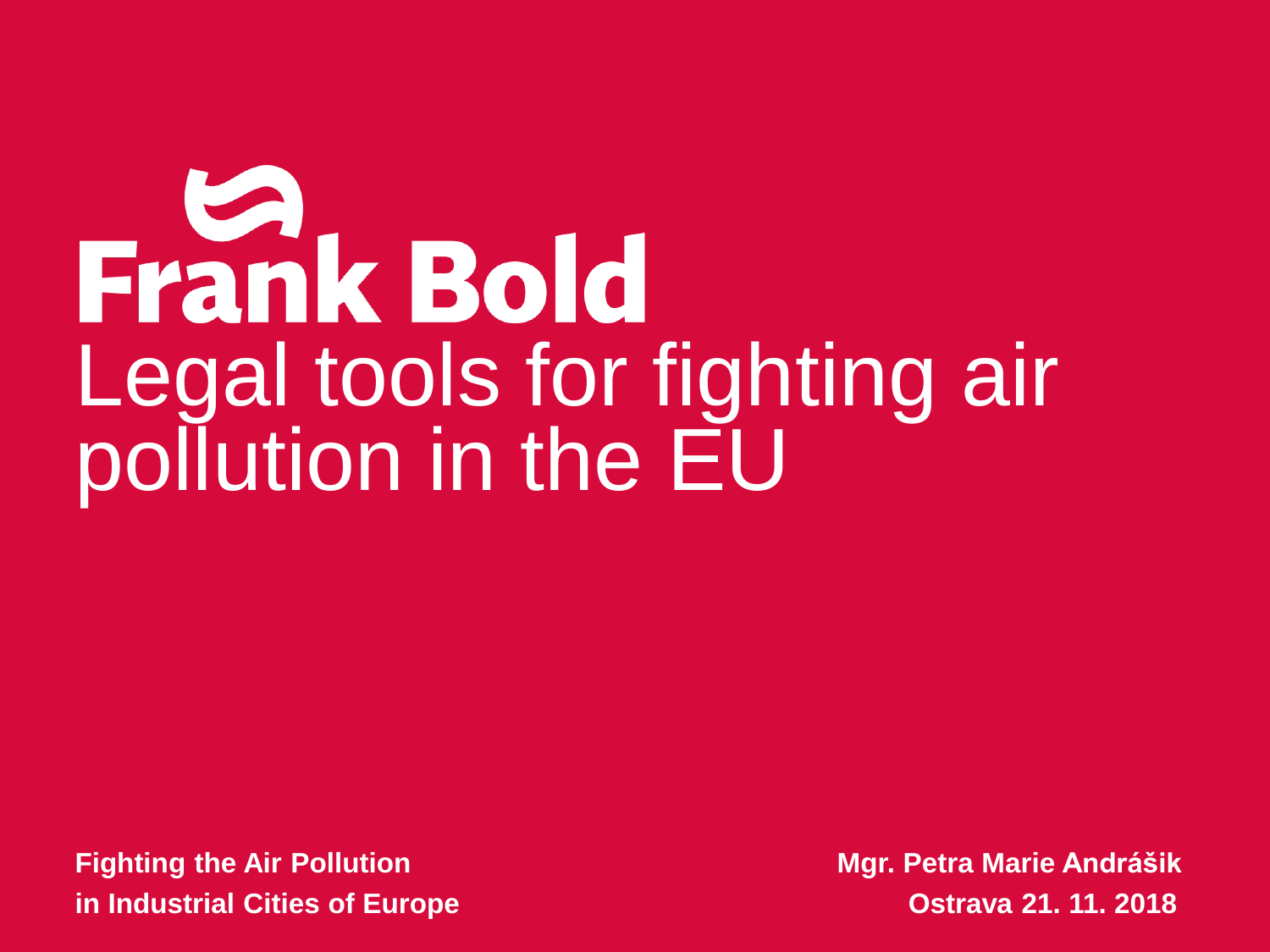Frank Bold

# Legal tools for fighting air pollution in the EU

**Fighting the Air Pollution in Industrial Cities of Europe**

**Mgr. Petra Marie Andrášik**
**Ostrava 21. 11. 2018**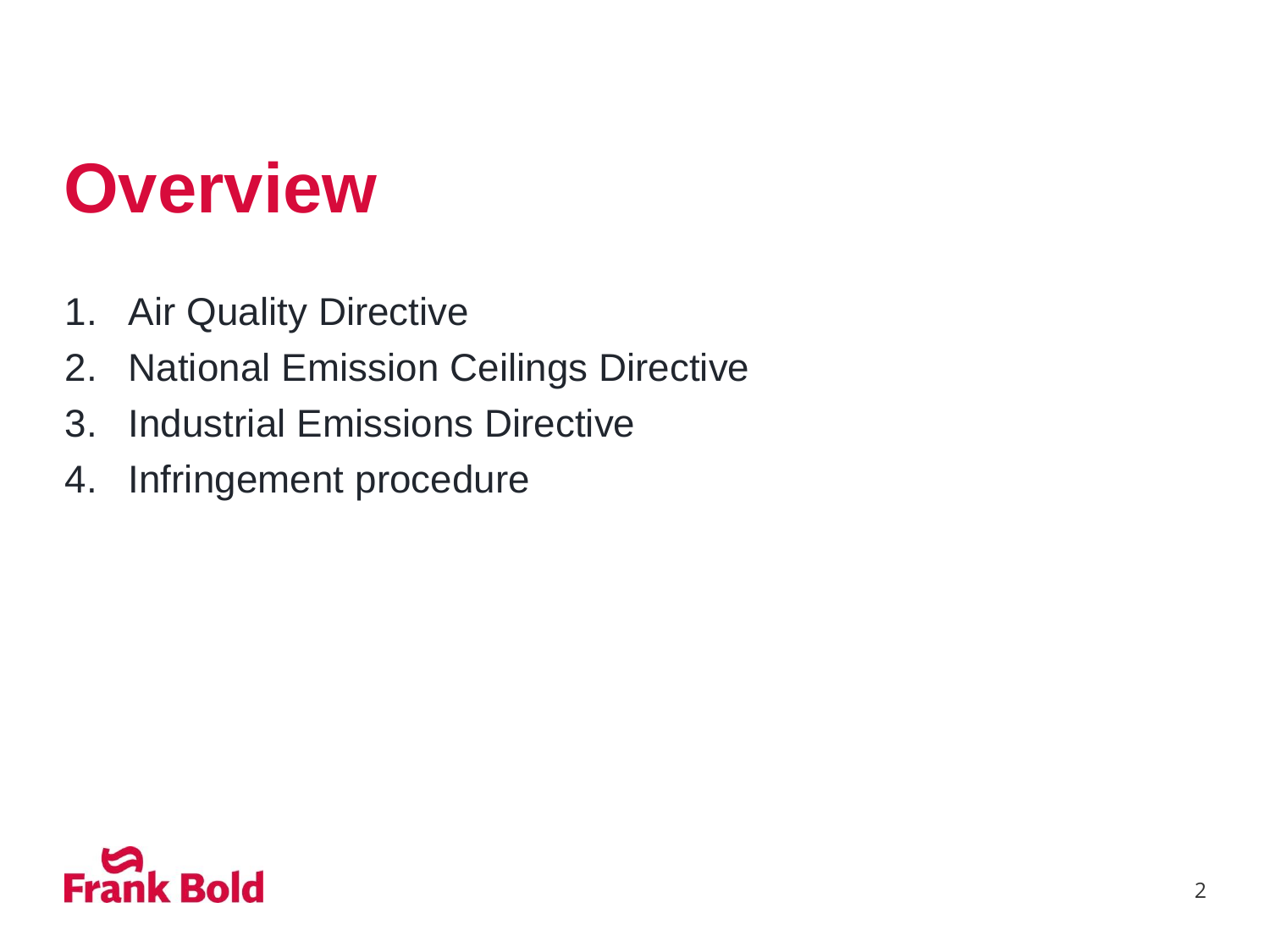# Overview

1. Air Quality Directive
2. National Emission Ceilings Directive
3. Industrial Emissions Directive
4. Infringement procedure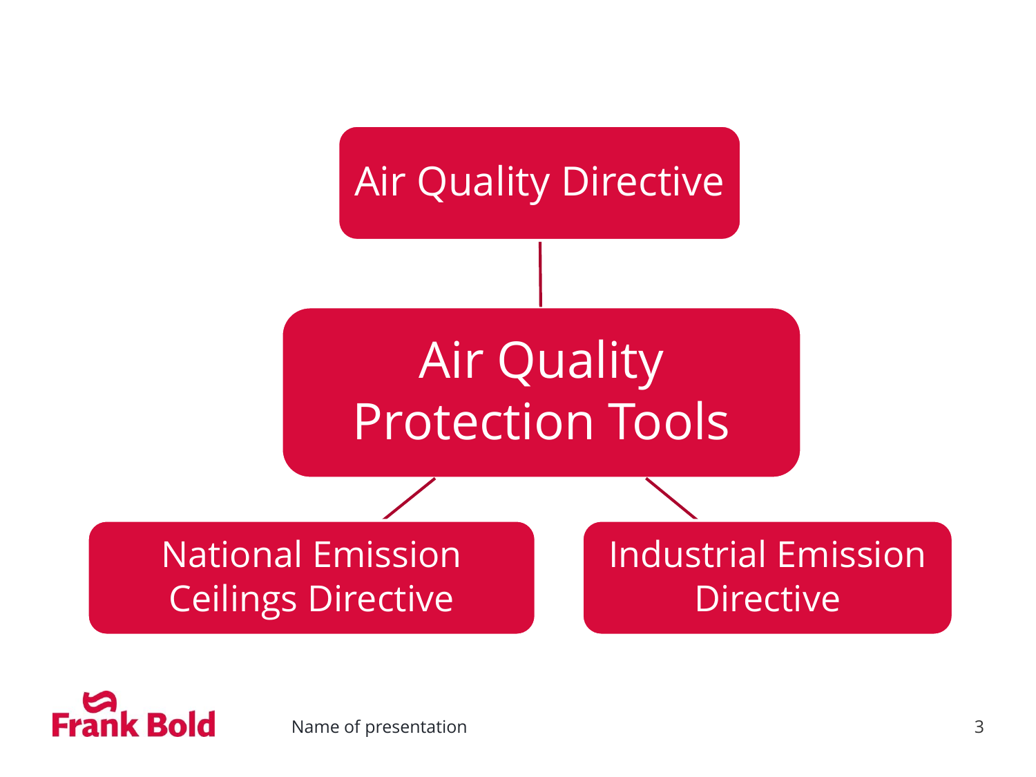Air Quality Directive

# Air Quality Protection Tools

National Emission Ceilings Directive

Industrial Emission Directive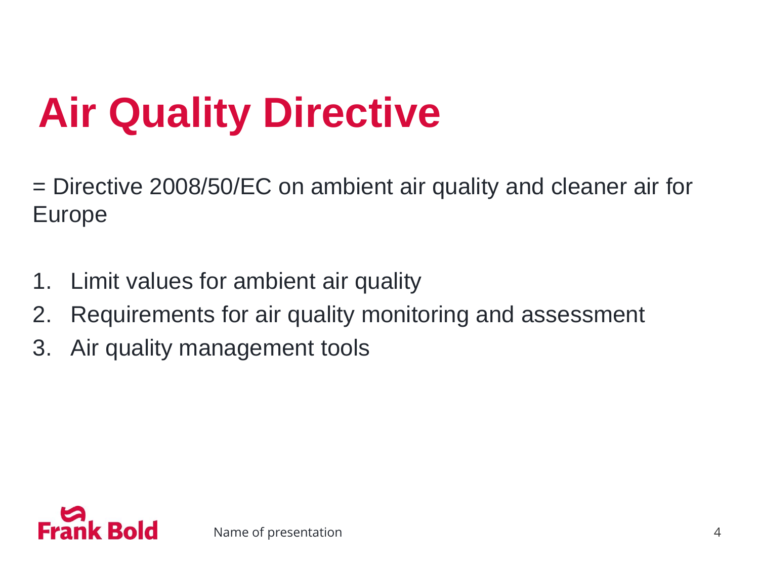# Air Quality Directive

= Directive 2008/50/EC on ambient air quality and cleaner air for Europe

1. Limit values for ambient air quality
2. Requirements for air quality monitoring and assessment
3. Air quality management tools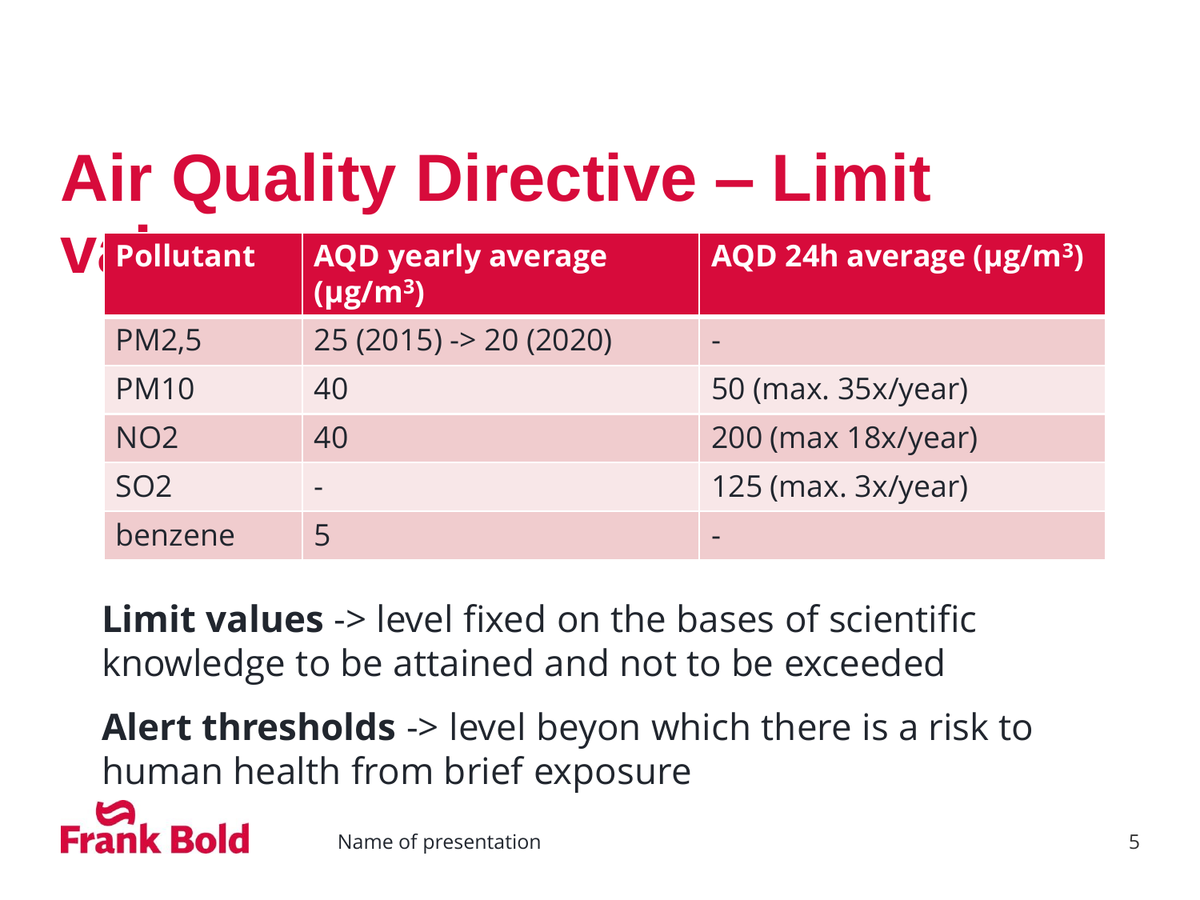# Air Quality Directive – Limit values

| Pollutant | AQD yearly average (µg/m³) | AQD 24h average (µg/m³) |
|---|---|---|
| PM2,5 | 25 (2015) -> 20 (2020) | - |
| PM10 | 40 | 50 (max. 35x/year) |
| NO2 | 40 | 200 (max 18x/year) |
| SO2 | - | 125 (max. 3x/year) |
| benzene | 5 | - |

**Limit values** -> level fixed on the bases of scientific knowledge to be attained and not to be exceeded

**Alert thresholds** -> level beyon which there is a risk to human health from brief exposure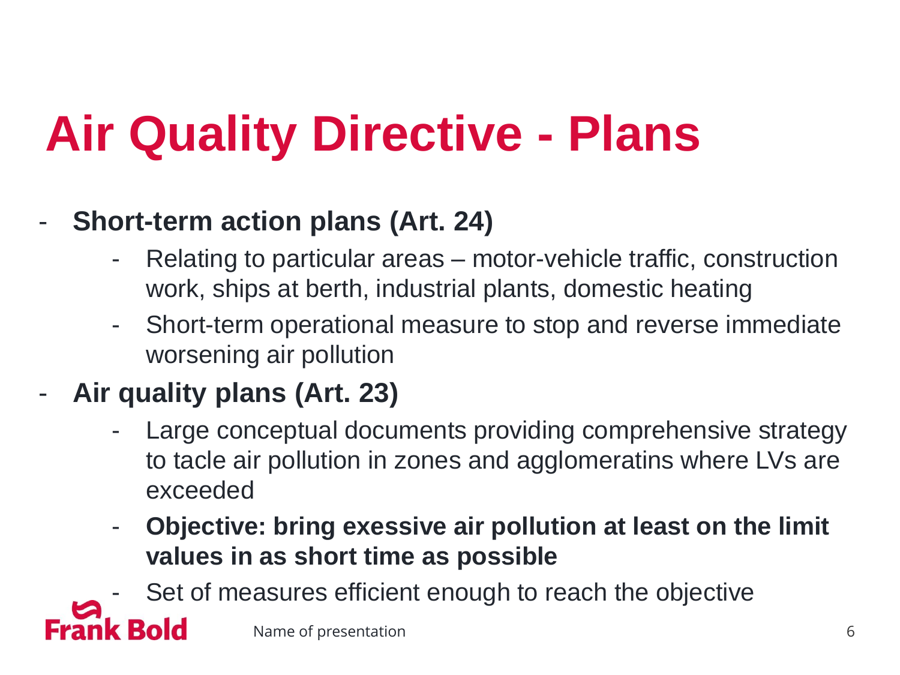# Air Quality Directive - Plans

- **Short-term action plans (Art. 24)**
  - Relating to particular areas – motor-vehicle traffic, construction work, ships at berth, industrial plants, domestic heating
  - Short-term operational measure to stop and reverse immediate worsening air pollution
- **Air quality plans (Art. 23)**
  - Large conceptual documents providing comprehensive strategy to tacle air pollution in zones and agglomeratins where LVs are exceeded
  - **Objective: bring exessive air pollution at least on the limit values in as short time as possible**
  - Set of measures efficient enough to reach the objective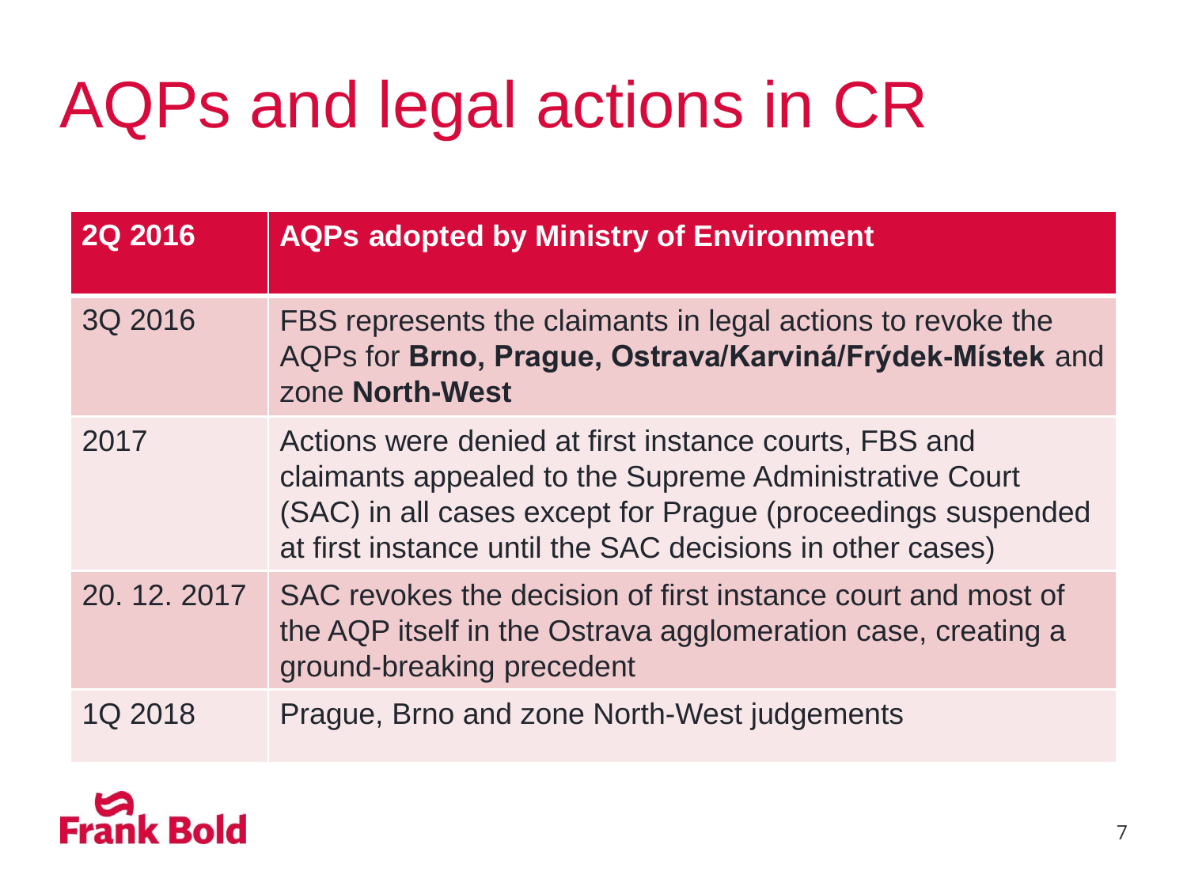# AQPs and legal actions in CR

| **2Q 2016** | **AQPs adopted by Ministry of Environment** |
|---|---|
| 3Q 2016 | FBS represents the claimants in legal actions to revoke the AQPs for **Brno, Prague, Ostrava/Karviná/Frýdek-Místek** and zone **North-West** |
| 2017 | Actions were denied at first instance courts, FBS and claimants appealed to the Supreme Administrative Court (SAC) in all cases except for Prague (proceedings suspended at first instance until the SAC decisions in other cases) |
| 20. 12. 2017 | SAC revokes the decision of first instance court and most of the AQP itself in the Ostrava agglomeration case, creating a ground-breaking precedent |
| 1Q 2018 | Prague, Brno and zone North-West judgements |

Frank Bold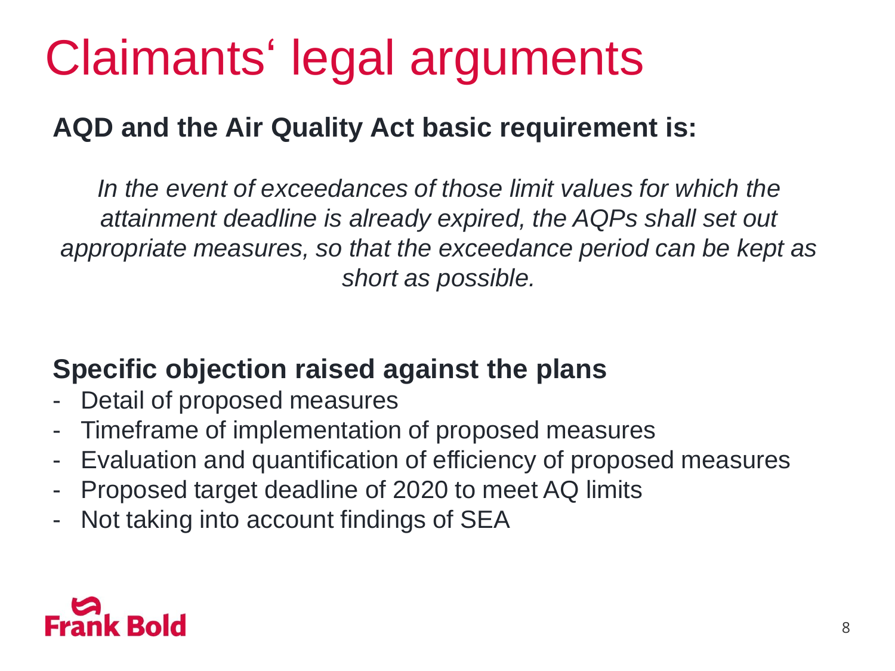# Claimants‘ legal arguments

**AQD and the Air Quality Act basic requirement is:**

*In the event of exceedances of those limit values for which the attainment deadline is already expired, the AQPs shall set out appropriate measures, so that the exceedance period can be kept as short as possible.*

**Specific objection raised against the plans**

- Detail of proposed measures
- Timeframe of implementation of proposed measures
- Evaluation and quantification of efficiency of proposed measures
- Proposed target deadline of 2020 to meet AQ limits
- Not taking into account findings of SEA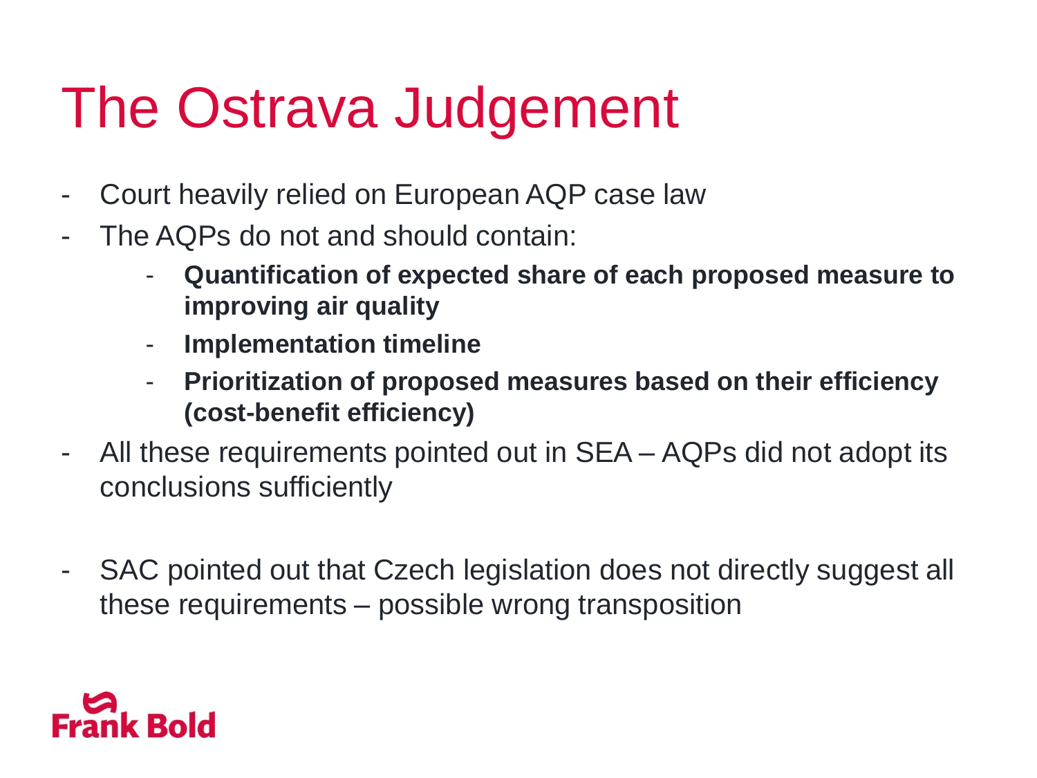# The Ostrava Judgement

- Court heavily relied on European AQP case law
- The AQPs do not and should contain:
  - **Quantification of expected share of each proposed measure to improving air quality**
  - **Implementation timeline**
  - **Prioritization of proposed measures based on their efficiency (cost-benefit efficiency)**
- All these requirements pointed out in SEA – AQPs did not adopt its conclusions sufficiently

- SAC pointed out that Czech legislation does not directly suggest all these requirements – possible wrong transposition

Frank Bold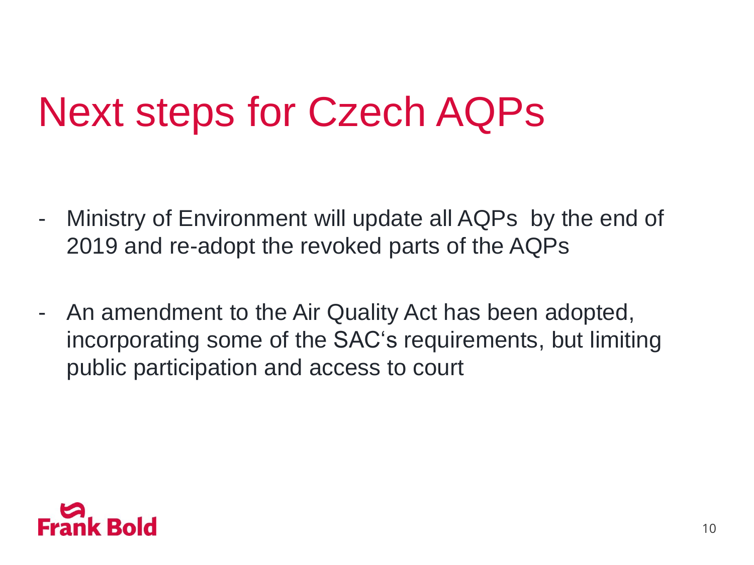# Next steps for Czech AQPs

- Ministry of Environment will update all AQPs by the end of 2019 and re-adopt the revoked parts of the AQPs

- An amendment to the Air Quality Act has been adopted, incorporating some of the SAC's requirements, but limiting public participation and access to court

Frank Bold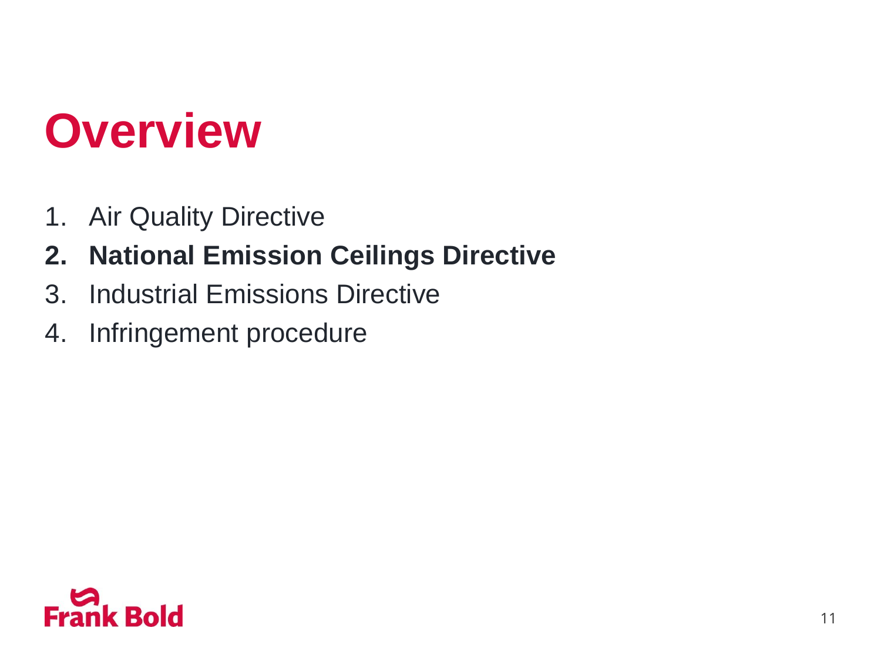# Overview

1. Air Quality Directive
2. **National Emission Ceilings Directive**
3. Industrial Emissions Directive
4. Infringement procedure

Frank Bold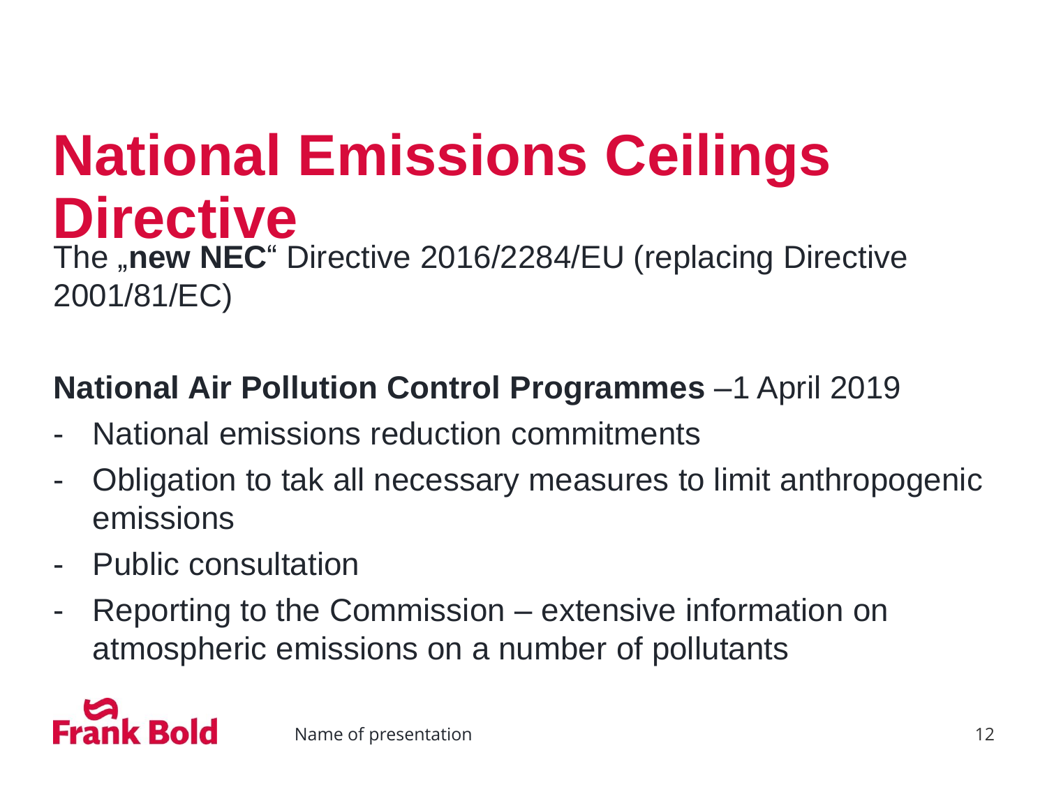# National Emissions Ceilings Directive

The „**new NEC**“ Directive 2016/2284/EU (replacing Directive 2001/81/EC)

**National Air Pollution Control Programmes** –1 April 2019

- National emissions reduction commitments
- Obligation to tak all necessary measures to limit anthropogenic emissions
- Public consultation
- Reporting to the Commission – extensive information on atmospheric emissions on a number of pollutants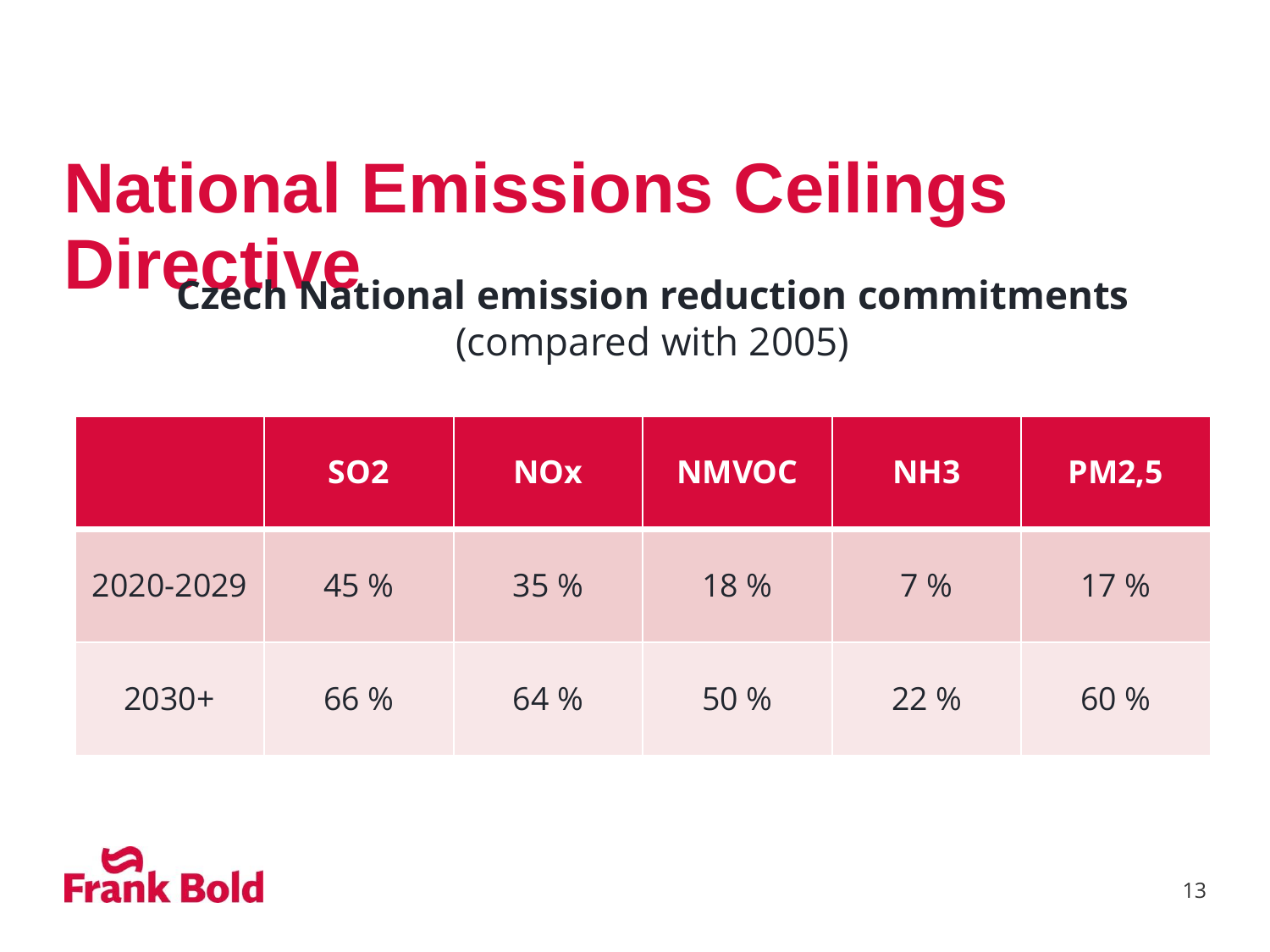# National Emissions Ceilings Directive

**Czech National emission reduction commitments**
(compared with 2005)

| | $SO_2$ | $NO_x$ | NMVOC | $NH_3$ | $PM_{2,5}$ |
|---|---|---|---|---|---|
| 2020-2029 | 45 % | 35 % | 18 % | 7 % | 17 % |
| 2030+ | 66 % | 64 % | 50 % | 22 % | 60 % |

Frank Bold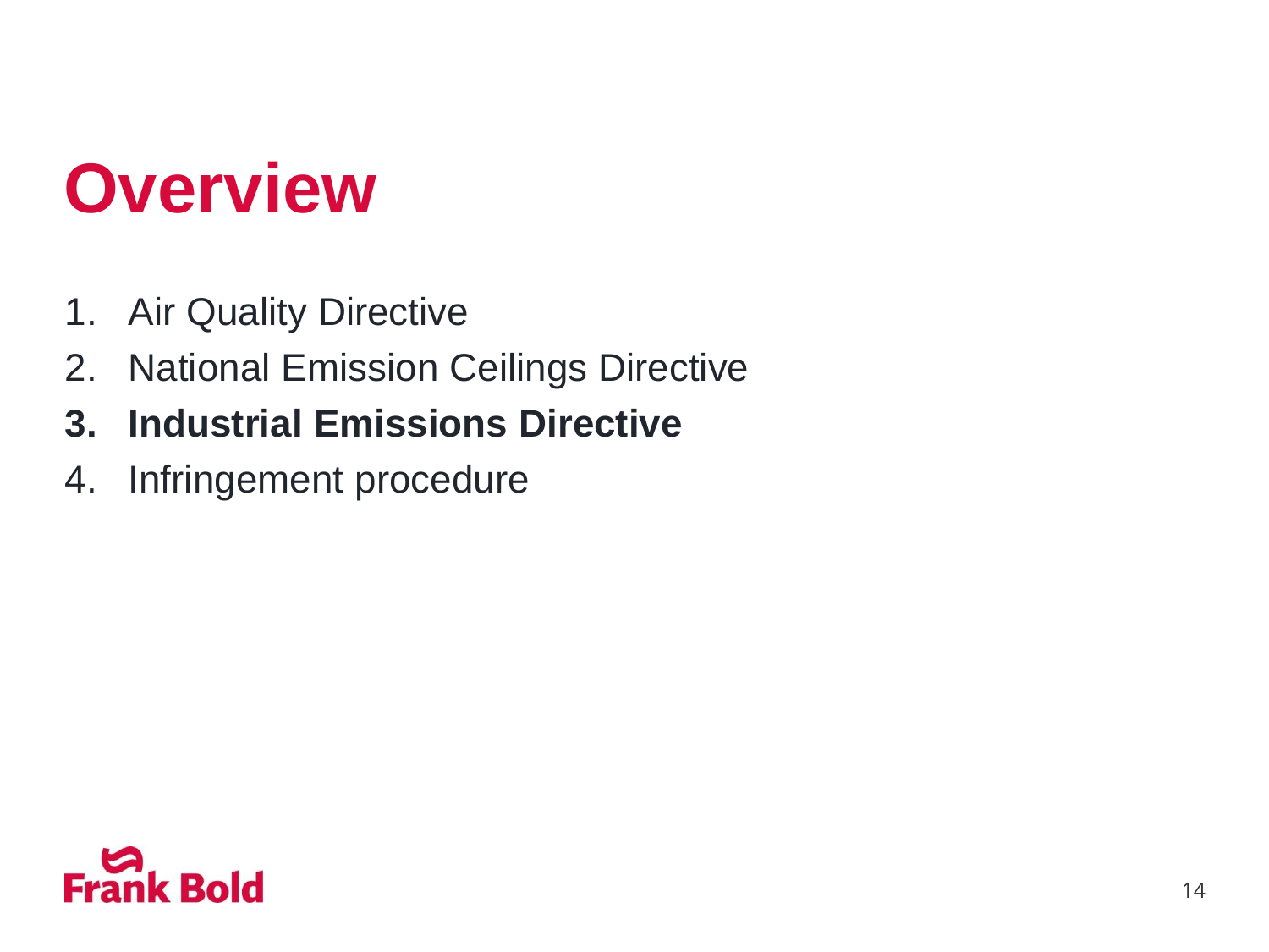# Overview

1. Air Quality Directive
2. National Emission Ceilings Directive
3. **Industrial Emissions Directive**
4. Infringement procedure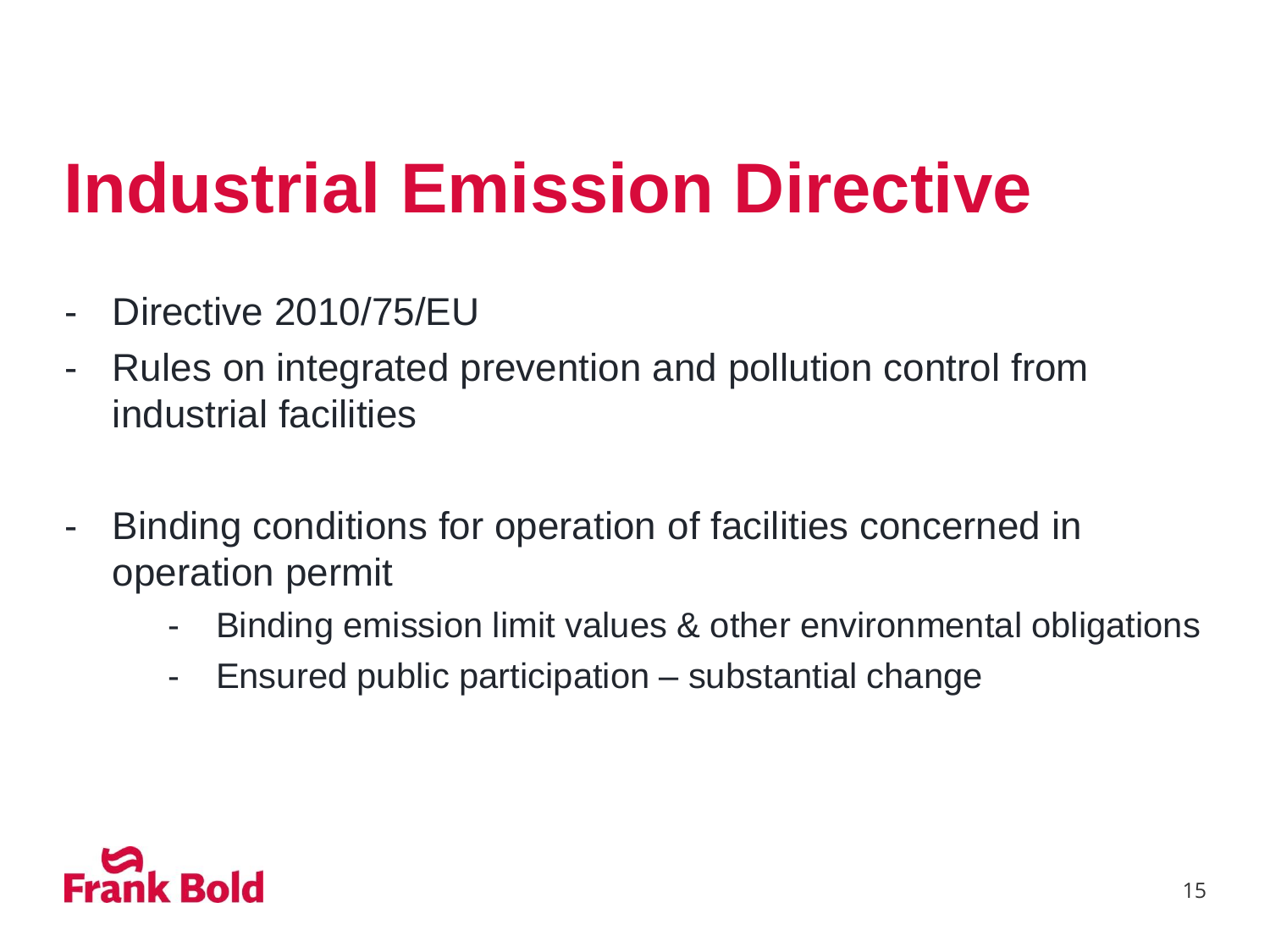# Industrial Emission Directive

- Directive 2010/75/EU
- Rules on integrated prevention and pollution control from industrial facilities

- Binding conditions for operation of facilities concerned in operation permit
    - Binding emission limit values & other environmental obligations
    - Ensured public participation – substantial change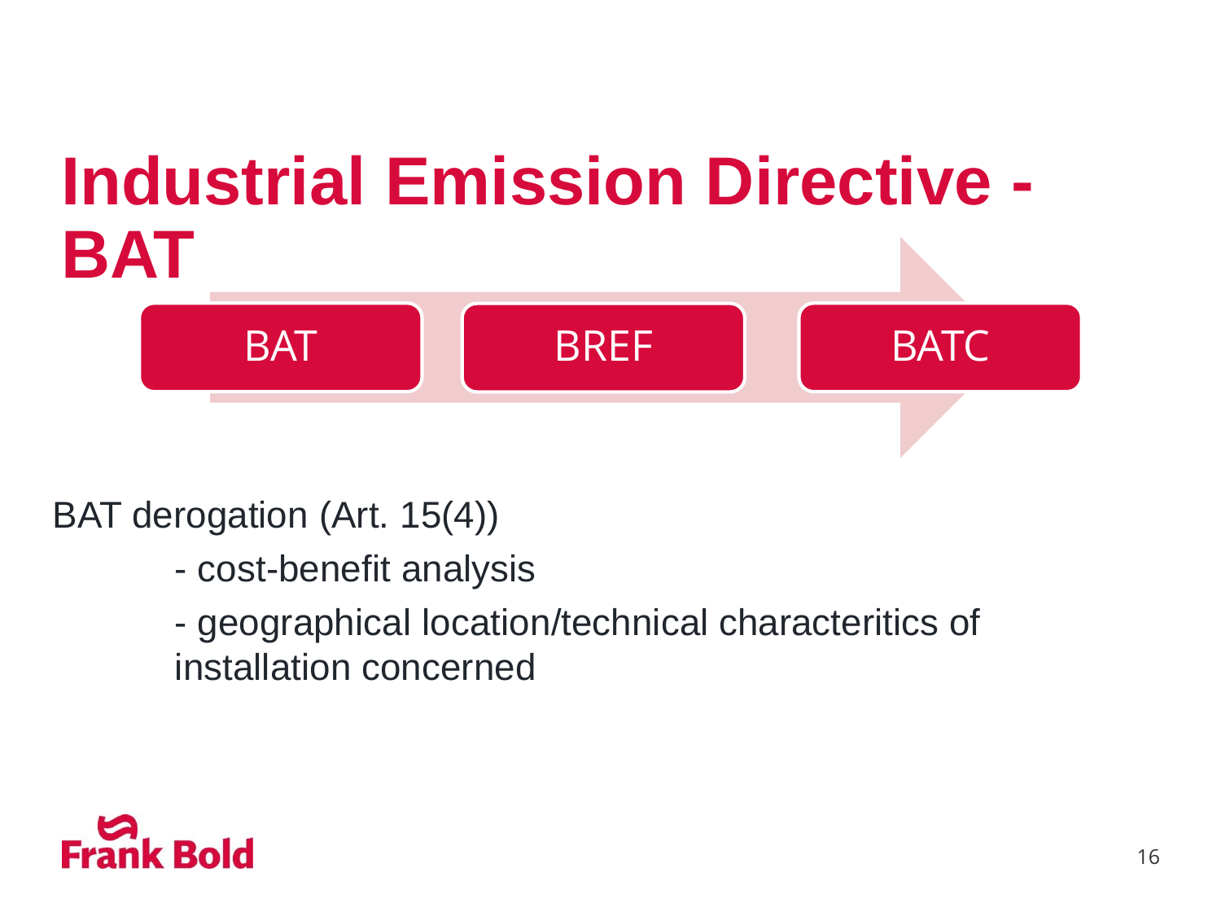# Industrial Emission Directive - BAT

BAT → BREF → BATC

BAT derogation (Art. 15(4))

- cost-benefit analysis
- geographical location/technical characteritics of installation concerned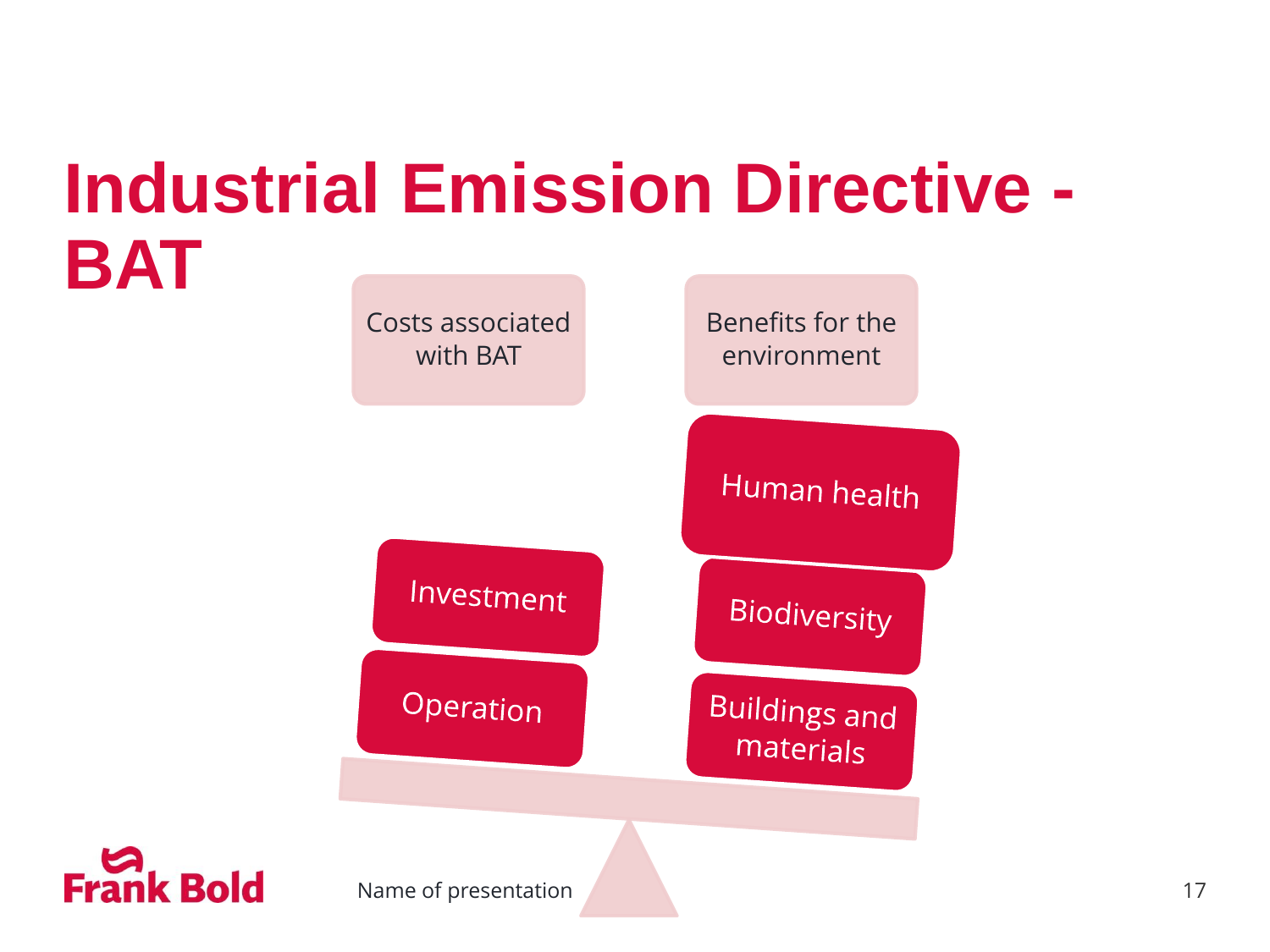# Industrial Emission Directive - BAT

Costs associated with BAT

- Investment
- Operation

Benefits for the environment

- Human health
- Biodiversity
- Buildings and materials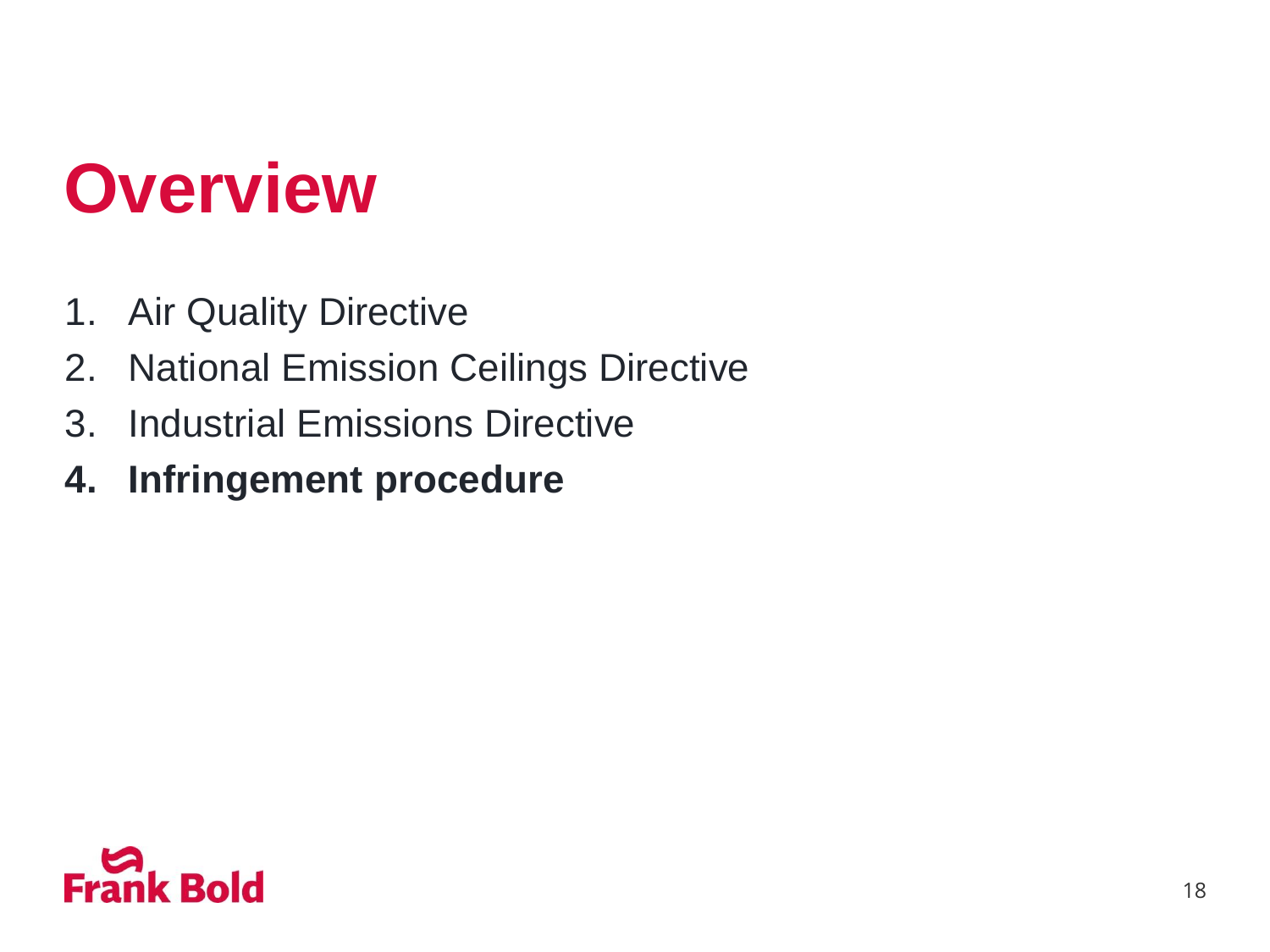# Overview

1. Air Quality Directive
2. National Emission Ceilings Directive
3. Industrial Emissions Directive
4. **Infringement procedure**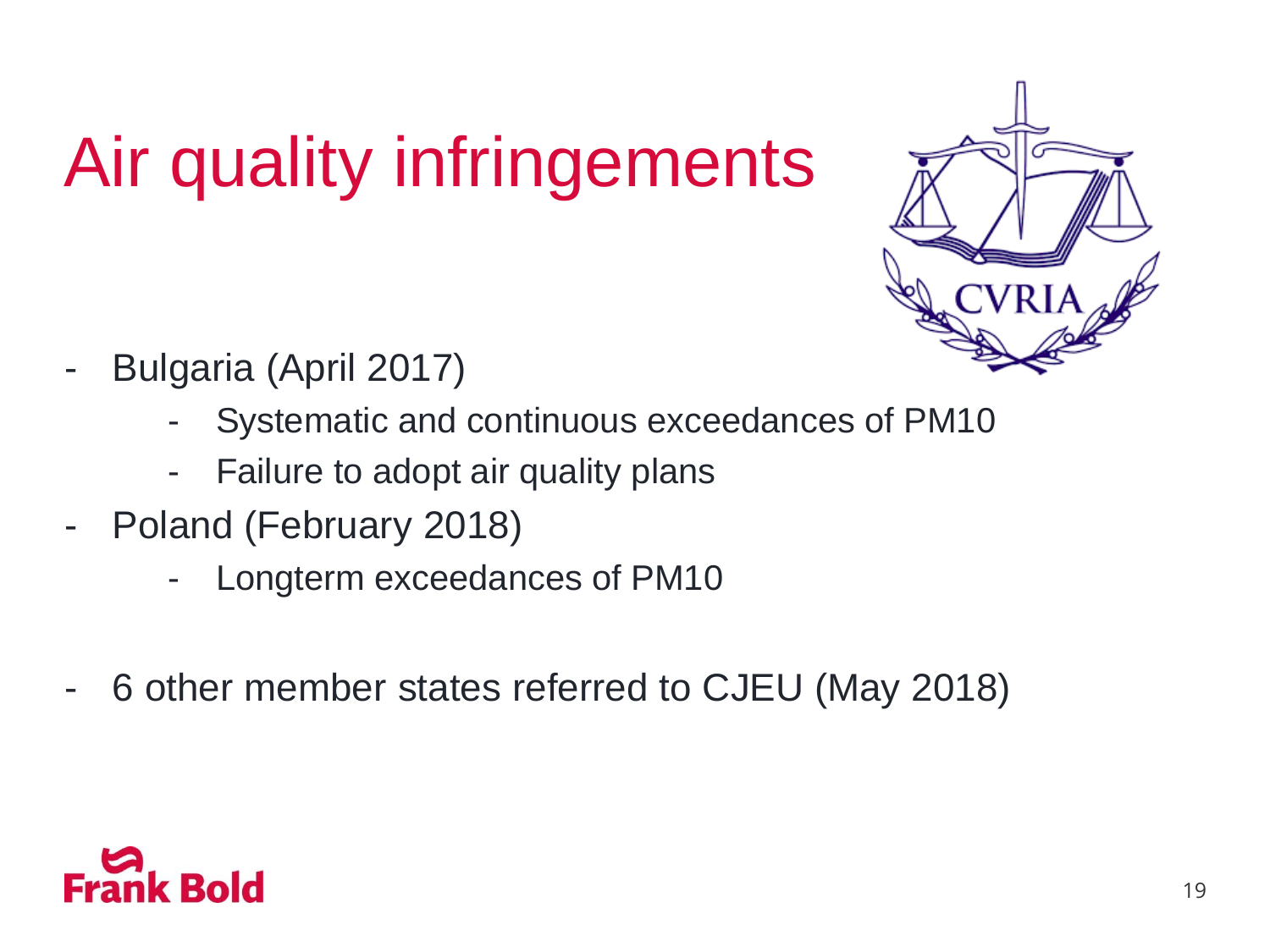# Air quality infringements

- Bulgaria (April 2017)
  - Systematic and continuous exceedances of PM10
  - Failure to adopt air quality plans
- Poland (February 2018)
  - Longterm exceedances of PM10

- 6 other member states referred to CJEU (May 2018)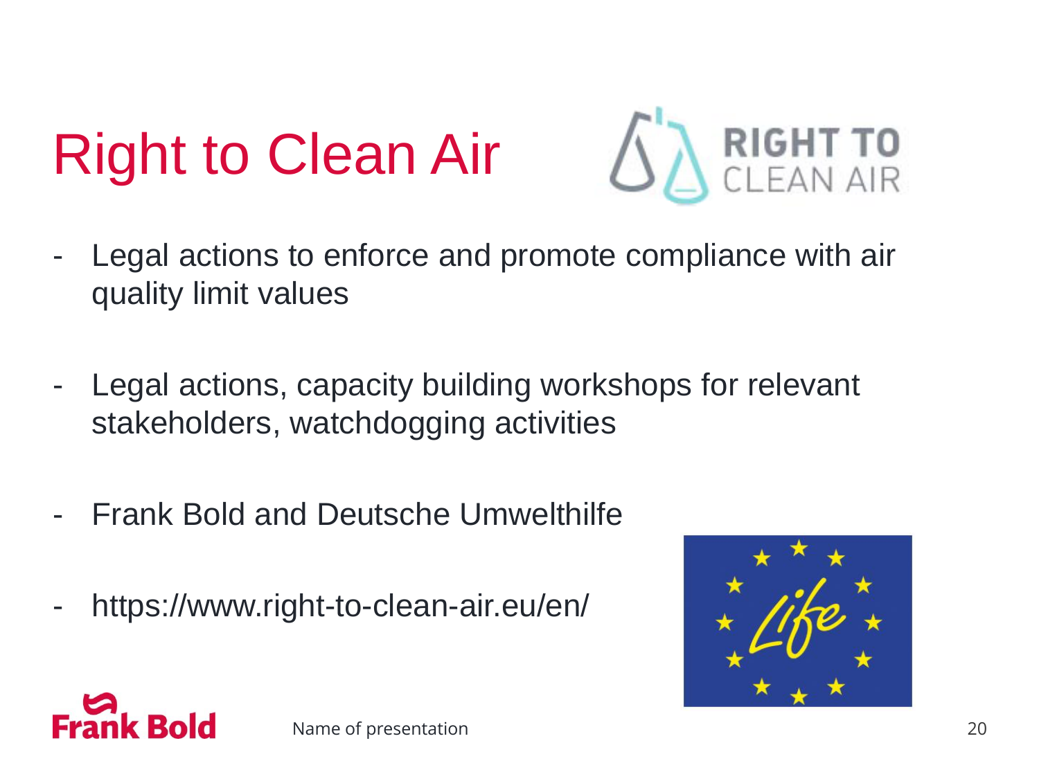# Right to Clean Air

- Legal actions to enforce and promote compliance with air quality limit values

- Legal actions, capacity building workshops for relevant stakeholders, watchdogging activities

- Frank Bold and Deutsche Umwelthilfe

- https://www.right-to-clean-air.eu/en/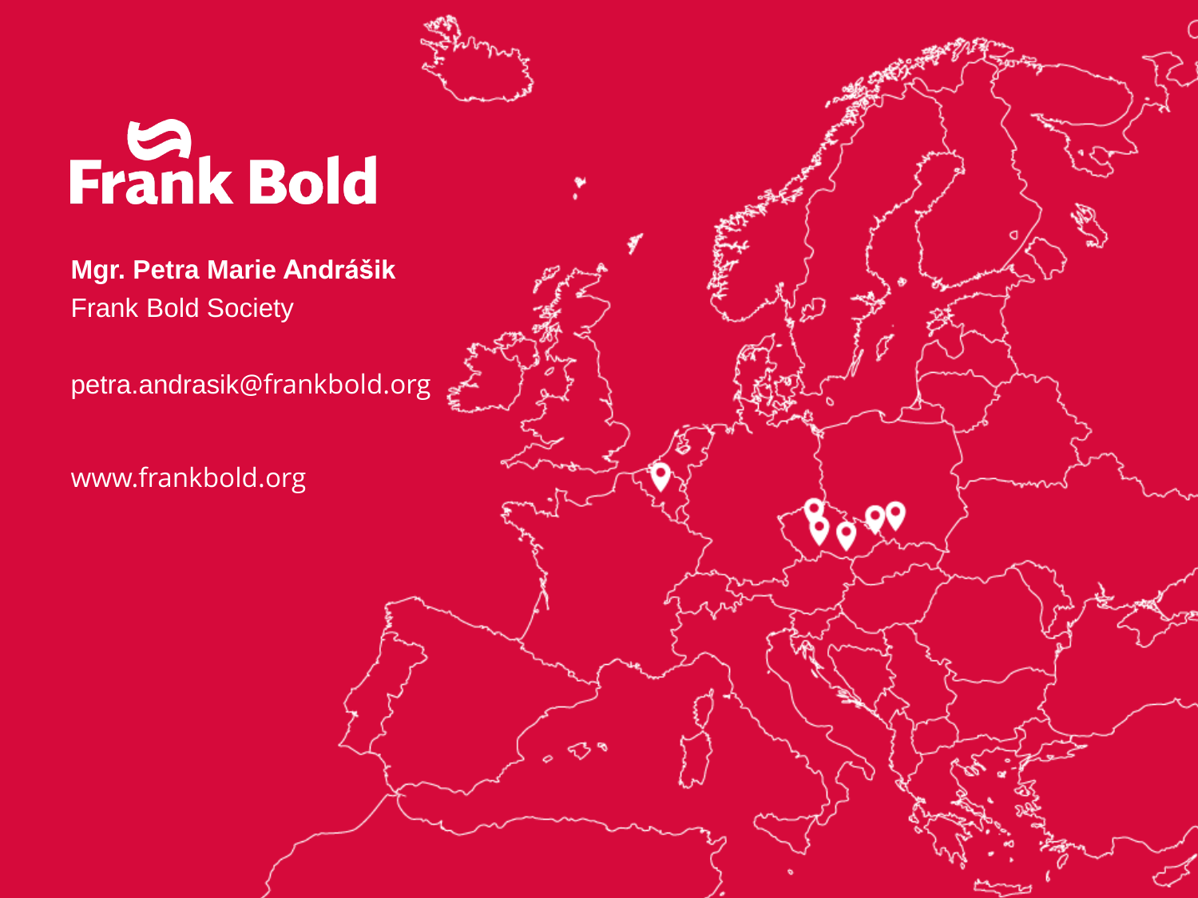Frank Bold

**Mgr. Petra Marie Andrášik**
Frank Bold Society

petra.andrasik@frankbold.org

www.frankbold.org